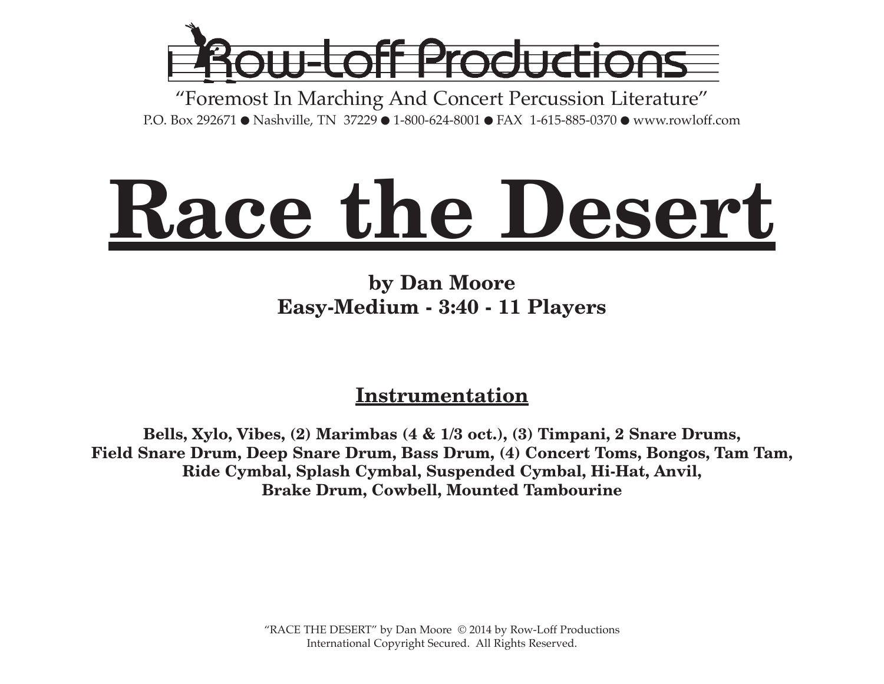Row-Loff Productions

"Foremost In Marching And Concert Percussion Literature"

P.O. Box 292671 ● Nashville, TN 37229 ● 1-800-624-8001 ● FAX 1-615-885-0370 ● www.rowloff.com

# Race the Desert

**by Dan Moore**
**Easy-Medium - 3:40 - 11 Players**

## Instrumentation

**Bells, Xylo, Vibes, (2) Marimbas (4 & 1/3 oct.), (3) Timpani, 2 Snare Drums, Field Snare Drum, Deep Snare Drum, Bass Drum, (4) Concert Toms, Bongos, Tam Tam, Ride Cymbal, Splash Cymbal, Suspended Cymbal, Hi-Hat, Anvil, Brake Drum, Cowbell, Mounted Tambourine**

"RACE THE DESERT" by Dan Moore © 2014 by Row-Loff Productions
International Copyright Secured. All Rights Reserved.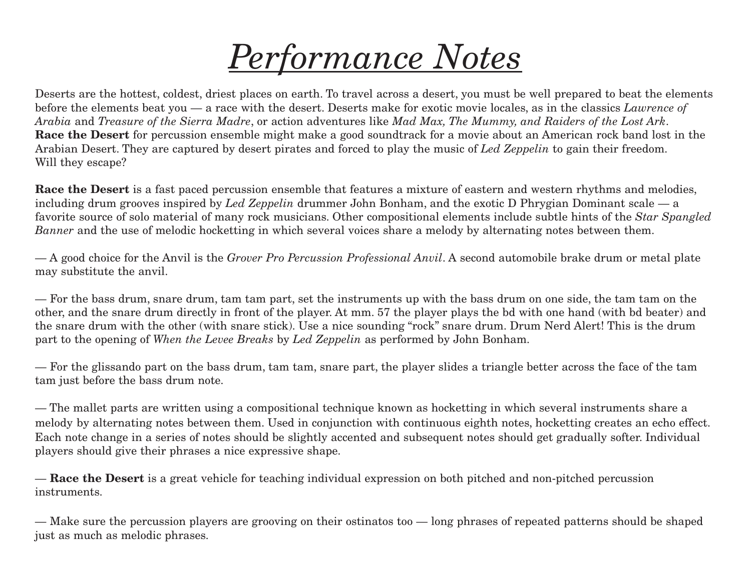# *Performance Notes*

Deserts are the hottest, coldest, driest places on earth. To travel across a desert, you must be well prepared to beat the elements before the elements beat you — a race with the desert. Deserts make for exotic movie locales, as in the classics *Lawrence of Arabia* and *Treasure of the Sierra Madre*, or action adventures like *Mad Max, The Mummy, and Raiders of the Lost Ark*. **Race the Desert** for percussion ensemble might make a good soundtrack for a movie about an American rock band lost in the Arabian Desert. They are captured by desert pirates and forced to play the music of *Led Zeppelin* to gain their freedom. Will they escape?

**Race the Desert** is a fast paced percussion ensemble that features a mixture of eastern and western rhythms and melodies, including drum grooves inspired by *Led Zeppelin* drummer John Bonham, and the exotic D Phrygian Dominant scale — a favorite source of solo material of many rock musicians. Other compositional elements include subtle hints of the *Star Spangled Banner* and the use of melodic hocketting in which several voices share a melody by alternating notes between them.

— A good choice for the Anvil is the *Grover Pro Percussion Professional Anvil*. A second automobile brake drum or metal plate may substitute the anvil.

— For the bass drum, snare drum, tam tam part, set the instruments up with the bass drum on one side, the tam tam on the other, and the snare drum directly in front of the player. At mm. 57 the player plays the bd with one hand (with bd beater) and the snare drum with the other (with snare stick). Use a nice sounding "rock" snare drum. Drum Nerd Alert! This is the drum part to the opening of *When the Levee Breaks* by *Led Zeppelin* as performed by John Bonham.

— For the glissando part on the bass drum, tam tam, snare part, the player slides a triangle better across the face of the tam tam just before the bass drum note.

— The mallet parts are written using a compositional technique known as hocketting in which several instruments share a melody by alternating notes between them. Used in conjunction with continuous eighth notes, hocketting creates an echo effect. Each note change in a series of notes should be slightly accented and subsequent notes should get gradually softer. Individual players should give their phrases a nice expressive shape.

— **Race the Desert** is a great vehicle for teaching individual expression on both pitched and non-pitched percussion instruments.

— Make sure the percussion players are grooving on their ostinatos too — long phrases of repeated patterns should be shaped just as much as melodic phrases.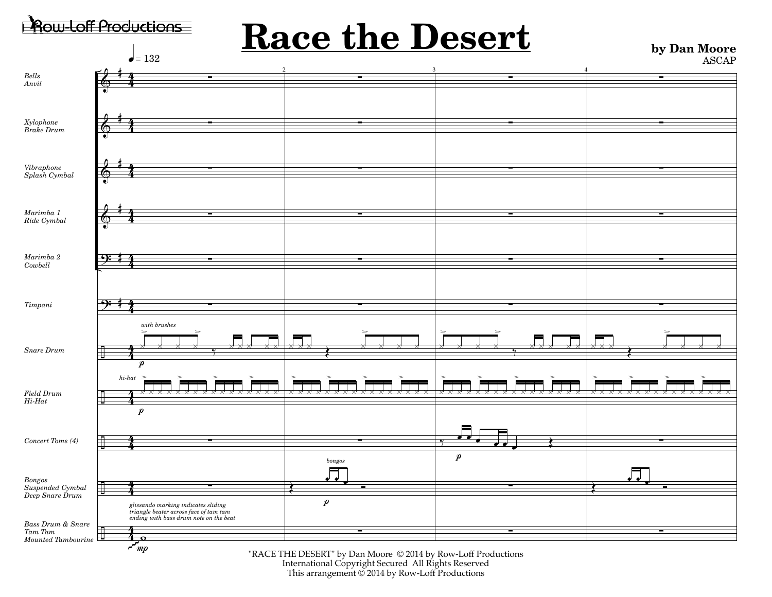Row-Loff Productions

# Race the Desert

**by Dan Moore**
ASCAP

♩ = 132

Bells / Anvil

Xylophone / Brake Drum

Vibraphone / Splash Cymbal

Marimba 1 / Ride Cymbal

Marimba 2 / Cowbell

Timpani

Snare Drum — *with brushes*

Field Drum / Hi-Hat — *hi-hat*

Concert Toms (4)

Bongos / Suspended Cymbal / Deep Snare Drum — *bongos*

Bass Drum & Snare / Tam Tam / Mounted Tambourine — *glissando marking indicates sliding triangle beater across face of tam tam ending with bass drum note on the beat*

"RACE THE DESERT" by Dan Moore © 2014 by Row-Loff Productions
International Copyright Secured All Rights Reserved
This arrangement © 2014 by Row-Loff Productions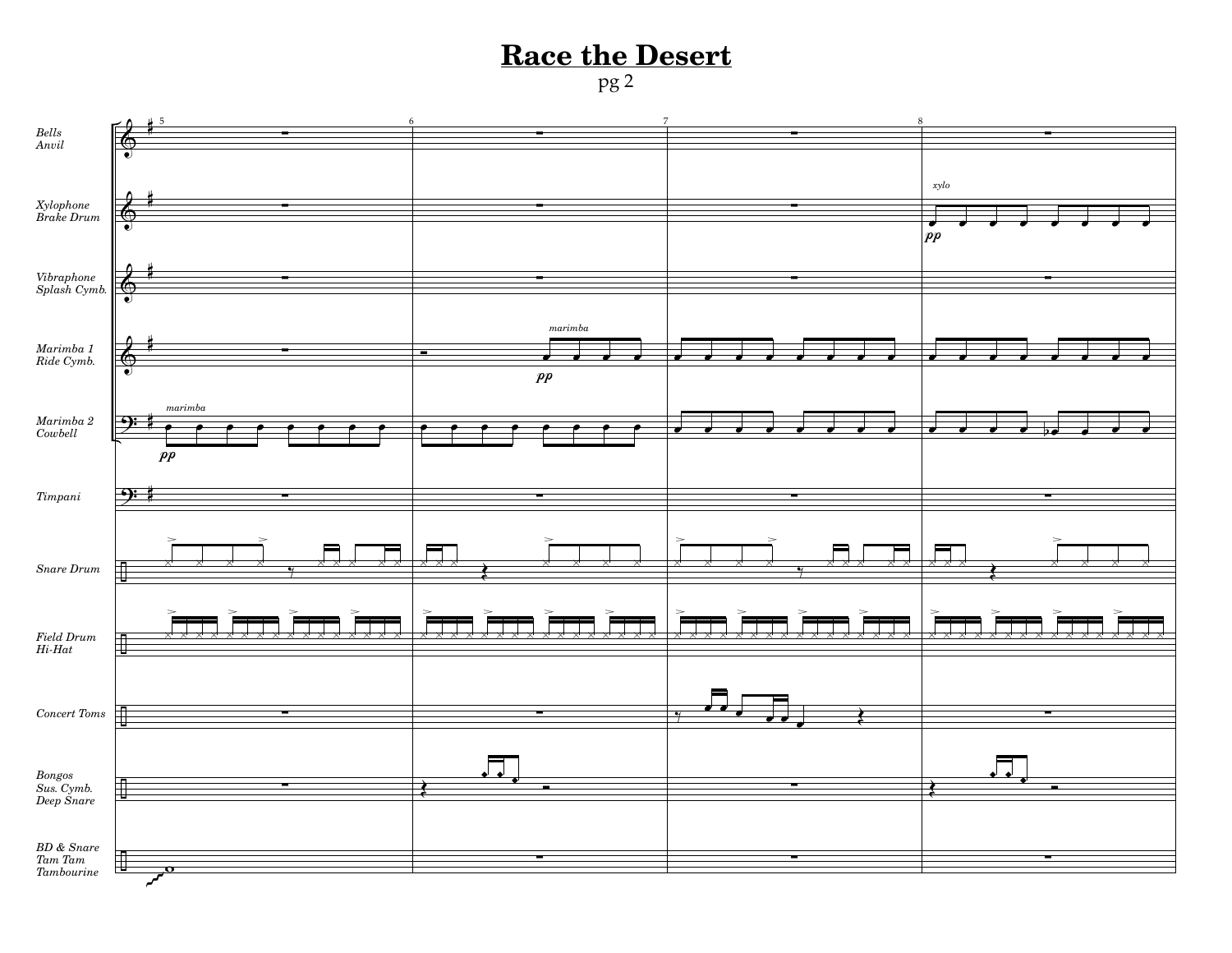# Race the Desert

pg 2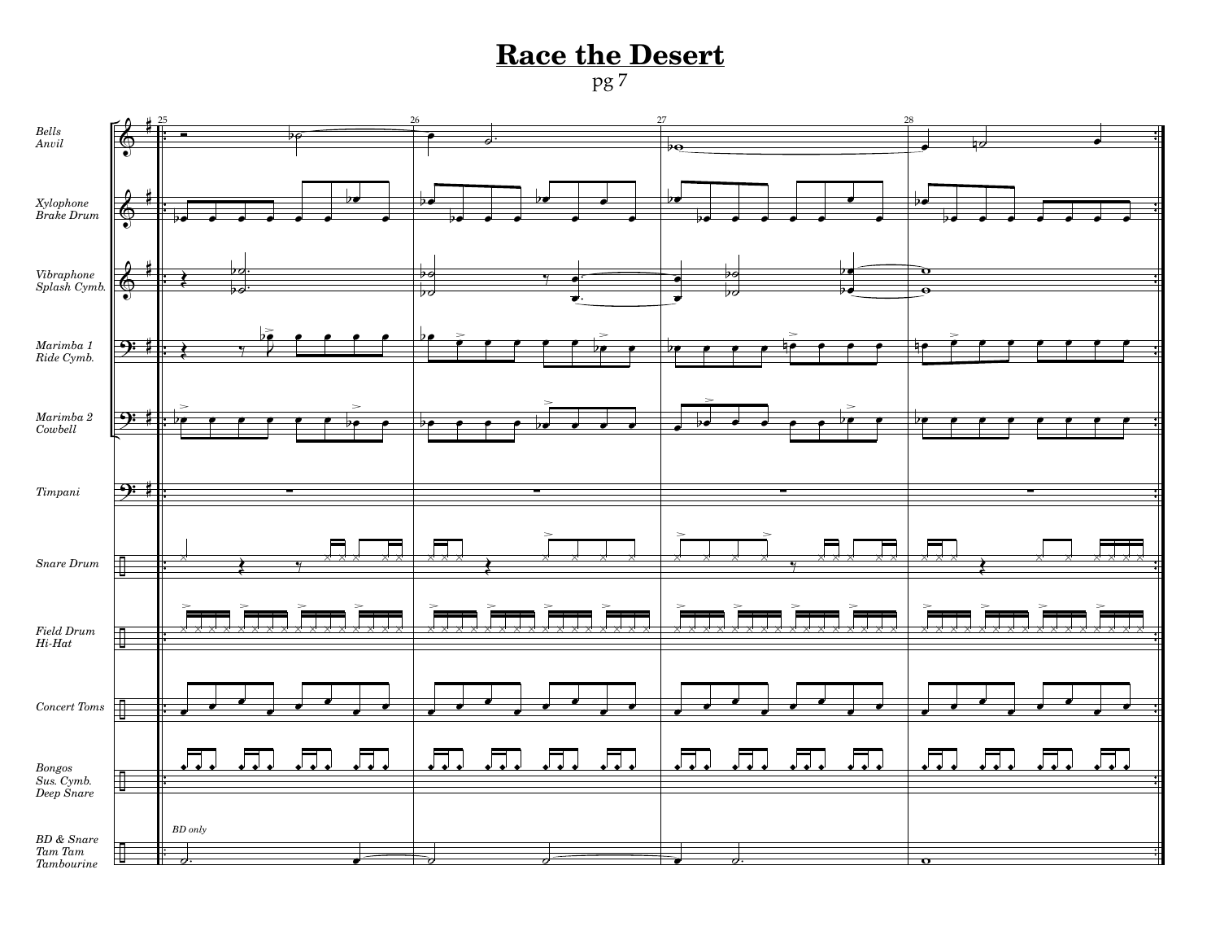# Race the Desert

pg 7

Bells
Anvil

Xylophone
Brake Drum

Vibraphone
Splash Cymb.

Marimba 1
Ride Cymb.

Marimba 2
Cowbell

Timpani

Snare Drum

Field Drum
Hi-Hat

Concert Toms

Bongos
Sus. Cymb.
Deep Snare

BD & Snare
Tam Tam
Tambourine

*BD only*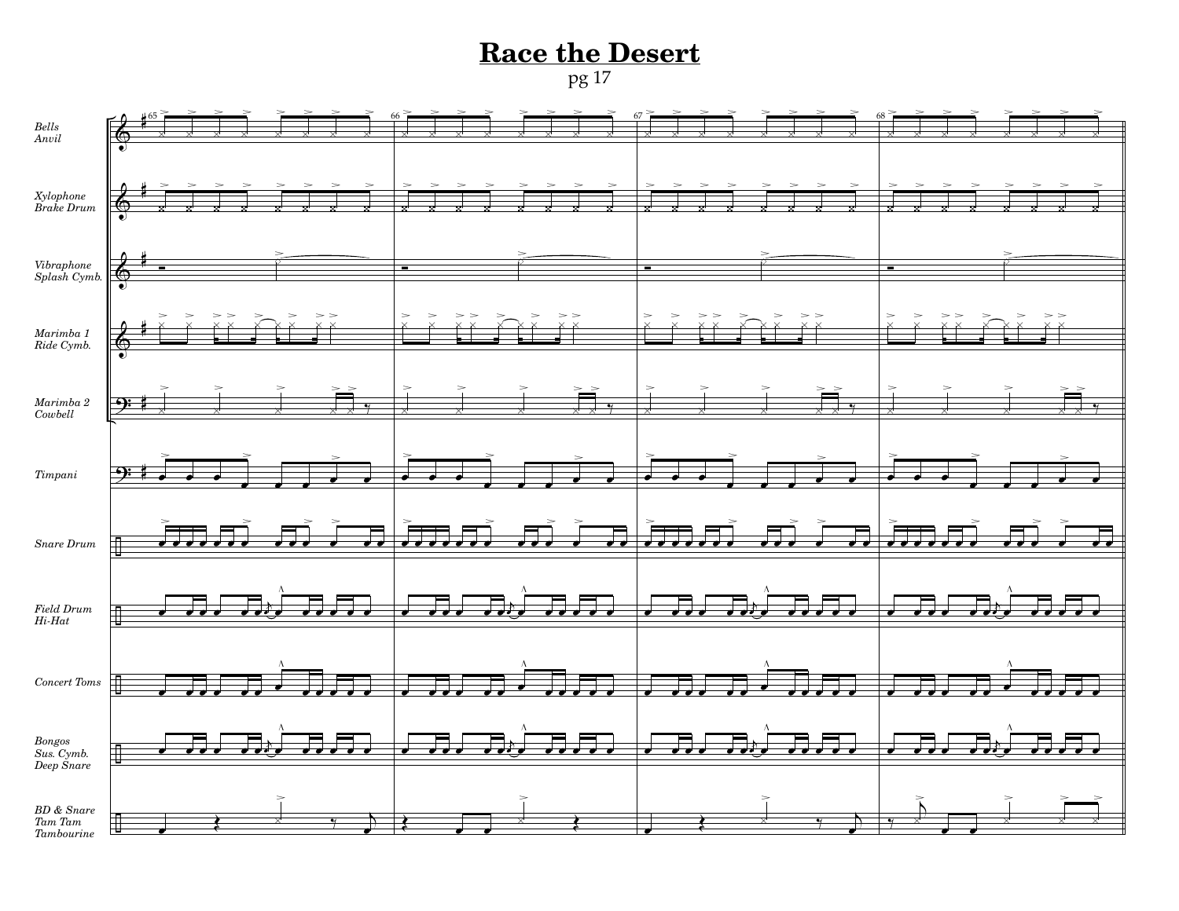# Race the Desert

pg 17

Bells
Anvil

Xylophone
Brake Drum

Vibraphone
Splash Cymb.

Marimba 1
Ride Cymb.

Marimba 2
Cowbell

Timpani

Snare Drum

Field Drum
Hi-Hat

Concert Toms

Bongos
Sus. Cymb.
Deep Snare

BD & Snare
Tam Tam
Tambourine